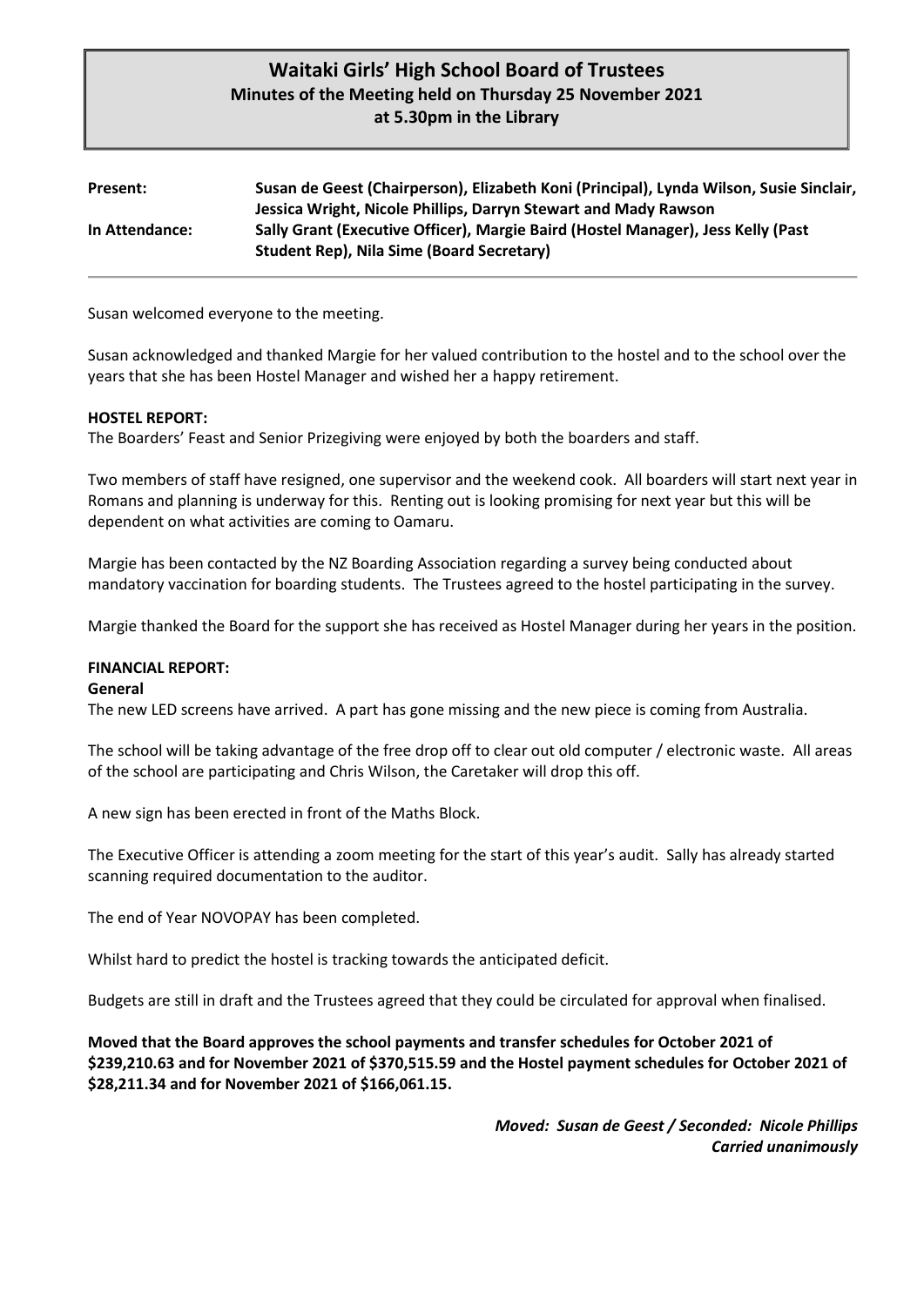# Waitaki Girls' High School Board of Trustees
## Minutes of the Meeting held on Thursday 25 November 2021
### at 5.30pm in the Library

**Present:** **Susan de Geest (Chairperson), Elizabeth Koni (Principal), Lynda Wilson, Susie Sinclair, Jessica Wright, Nicole Phillips, Darryn Stewart and Mady Rawson**

**In Attendance:** **Sally Grant (Executive Officer), Margie Baird (Hostel Manager), Jess Kelly (Past Student Rep), Nila Sime (Board Secretary)**

---

Susan welcomed everyone to the meeting.

Susan acknowledged and thanked Margie for her valued contribution to the hostel and to the school over the years that she has been Hostel Manager and wished her a happy retirement.

**HOSTEL REPORT:**

The Boarders' Feast and Senior Prizegiving were enjoyed by both the boarders and staff.

Two members of staff have resigned, one supervisor and the weekend cook. All boarders will start next year in Romans and planning is underway for this. Renting out is looking promising for next year but this will be dependent on what activities are coming to Oamaru.

Margie has been contacted by the NZ Boarding Association regarding a survey being conducted about mandatory vaccination for boarding students. The Trustees agreed to the hostel participating in the survey.

Margie thanked the Board for the support she has received as Hostel Manager during her years in the position.

**FINANCIAL REPORT:**

**General**

The new LED screens have arrived. A part has gone missing and the new piece is coming from Australia.

The school will be taking advantage of the free drop off to clear out old computer / electronic waste. All areas of the school are participating and Chris Wilson, the Caretaker will drop this off.

A new sign has been erected in front of the Maths Block.

The Executive Officer is attending a zoom meeting for the start of this year's audit. Sally has already started scanning required documentation to the auditor.

The end of Year NOVOPAY has been completed.

Whilst hard to predict the hostel is tracking towards the anticipated deficit.

Budgets are still in draft and the Trustees agreed that they could be circulated for approval when finalised.

**Moved that the Board approves the school payments and transfer schedules for October 2021 of $239,210.63 and for November 2021 of $370,515.59 and the Hostel payment schedules for October 2021 of $28,211.34 and for November 2021 of $166,061.15.**

***Moved: Susan de Geest / Seconded: Nicole Phillips***
***Carried unanimously***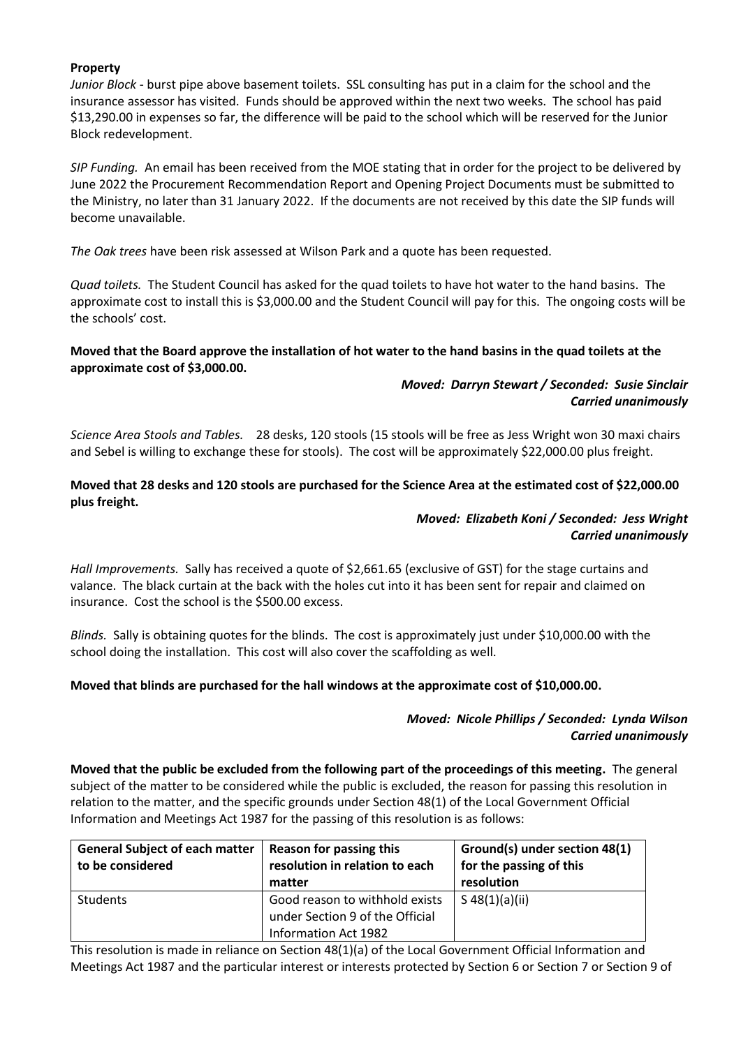**Property**

*Junior Block* - burst pipe above basement toilets. SSL consulting has put in a claim for the school and the insurance assessor has visited. Funds should be approved within the next two weeks. The school has paid $13,290.00 in expenses so far, the difference will be paid to the school which will be reserved for the Junior Block redevelopment.

*SIP Funding.* An email has been received from the MOE stating that in order for the project to be delivered by June 2022 the Procurement Recommendation Report and Opening Project Documents must be submitted to the Ministry, no later than 31 January 2022. If the documents are not received by this date the SIP funds will become unavailable.

*The Oak trees* have been risk assessed at Wilson Park and a quote has been requested.

*Quad toilets.* The Student Council has asked for the quad toilets to have hot water to the hand basins. The approximate cost to install this is $3,000.00 and the Student Council will pay for this. The ongoing costs will be the schools' cost.

**Moved that the Board approve the installation of hot water to the hand basins in the quad toilets at the approximate cost of $3,000.00.**

***Moved: Darryn Stewart / Seconded: Susie Sinclair***
***Carried unanimously***

*Science Area Stools and Tables.* 28 desks, 120 stools (15 stools will be free as Jess Wright won 30 maxi chairs and Sebel is willing to exchange these for stools). The cost will be approximately $22,000.00 plus freight.

**Moved that 28 desks and 120 stools are purchased for the Science Area at the estimated cost of $22,000.00 plus freight.**

***Moved: Elizabeth Koni / Seconded: Jess Wright***
***Carried unanimously***

*Hall Improvements.* Sally has received a quote of $2,661.65 (exclusive of GST) for the stage curtains and valance. The black curtain at the back with the holes cut into it has been sent for repair and claimed on insurance. Cost the school is the $500.00 excess.

*Blinds.* Sally is obtaining quotes for the blinds. The cost is approximately just under $10,000.00 with the school doing the installation. This cost will also cover the scaffolding as well.

**Moved that blinds are purchased for the hall windows at the approximate cost of $10,000.00.**

***Moved: Nicole Phillips / Seconded: Lynda Wilson***
***Carried unanimously***

**Moved that the public be excluded from the following part of the proceedings of this meeting.** The general subject of the matter to be considered while the public is excluded, the reason for passing this resolution in relation to the matter, and the specific grounds under Section 48(1) of the Local Government Official Information and Meetings Act 1987 for the passing of this resolution is as follows:

| General Subject of each matter to be considered | Reason for passing this resolution in relation to each matter | Ground(s) under section 48(1) for the passing of this resolution |
|---|---|---|
| Students | Good reason to withhold exists under Section 9 of the Official Information Act 1982 | S 48(1)(a)(ii) |

This resolution is made in reliance on Section 48(1)(a) of the Local Government Official Information and Meetings Act 1987 and the particular interest or interests protected by Section 6 or Section 7 or Section 9 of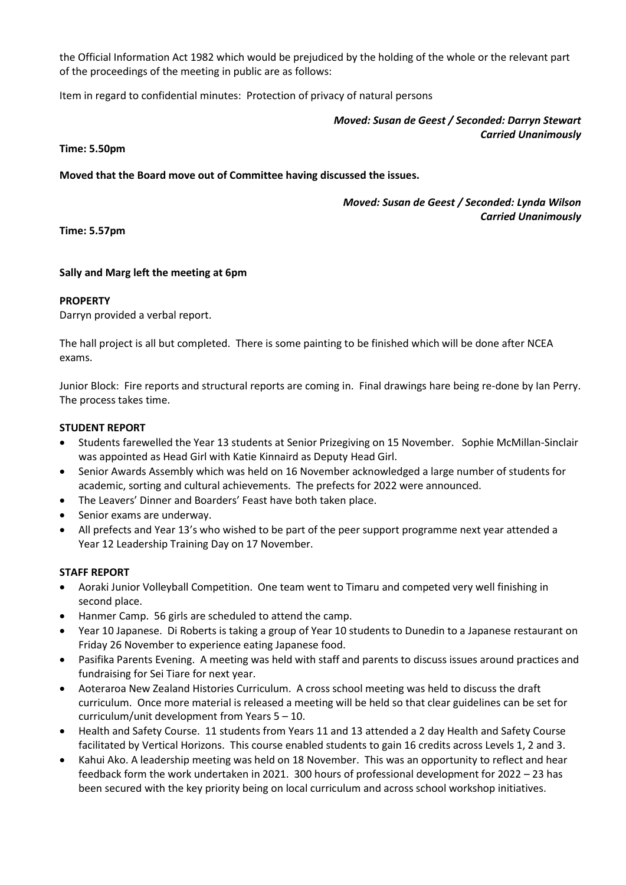the Official Information Act 1982 which would be prejudiced by the holding of the whole or the relevant part of the proceedings of the meeting in public are as follows:

Item in regard to confidential minutes: Protection of privacy of natural persons

***Moved: Susan de Geest / Seconded: Darryn Stewart***
***Carried Unanimously***

**Time: 5.50pm**

**Moved that the Board move out of Committee having discussed the issues.**

***Moved: Susan de Geest / Seconded: Lynda Wilson***
***Carried Unanimously***

**Time: 5.57pm**

**Sally and Marg left the meeting at 6pm**

**PROPERTY**

Darryn provided a verbal report.

The hall project is all but completed. There is some painting to be finished which will be done after NCEA exams.

Junior Block: Fire reports and structural reports are coming in. Final drawings hare being re-done by Ian Perry. The process takes time.

**STUDENT REPORT**

- Students farewelled the Year 13 students at Senior Prizegiving on 15 November. Sophie McMillan-Sinclair was appointed as Head Girl with Katie Kinnaird as Deputy Head Girl.
- Senior Awards Assembly which was held on 16 November acknowledged a large number of students for academic, sorting and cultural achievements. The prefects for 2022 were announced.
- The Leavers' Dinner and Boarders' Feast have both taken place.
- Senior exams are underway.
- All prefects and Year 13's who wished to be part of the peer support programme next year attended a Year 12 Leadership Training Day on 17 November.

**STAFF REPORT**

- Aoraki Junior Volleyball Competition. One team went to Timaru and competed very well finishing in second place.
- Hanmer Camp. 56 girls are scheduled to attend the camp.
- Year 10 Japanese. Di Roberts is taking a group of Year 10 students to Dunedin to a Japanese restaurant on Friday 26 November to experience eating Japanese food.
- Pasifika Parents Evening. A meeting was held with staff and parents to discuss issues around practices and fundraising for Sei Tiare for next year.
- Aoteraroa New Zealand Histories Curriculum. A cross school meeting was held to discuss the draft curriculum. Once more material is released a meeting will be held so that clear guidelines can be set for curriculum/unit development from Years 5 – 10.
- Health and Safety Course. 11 students from Years 11 and 13 attended a 2 day Health and Safety Course facilitated by Vertical Horizons. This course enabled students to gain 16 credits across Levels 1, 2 and 3.
- Kahui Ako. A leadership meeting was held on 18 November. This was an opportunity to reflect and hear feedback form the work undertaken in 2021. 300 hours of professional development for 2022 – 23 has been secured with the key priority being on local curriculum and across school workshop initiatives.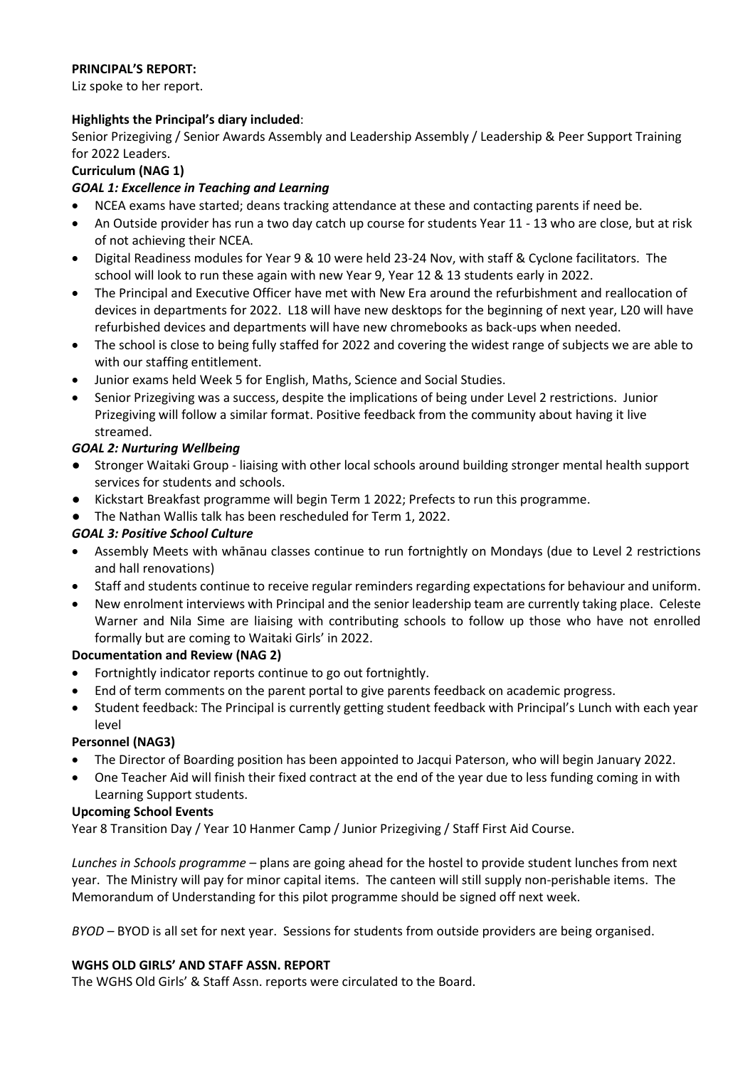**PRINCIPAL'S REPORT:**

Liz spoke to her report.

**Highlights the Principal's diary included**:

Senior Prizegiving / Senior Awards Assembly and Leadership Assembly / Leadership & Peer Support Training for 2022 Leaders.

**Curriculum (NAG 1)**

***GOAL 1: Excellence in Teaching and Learning***

- NCEA exams have started; deans tracking attendance at these and contacting parents if need be.
- An Outside provider has run a two day catch up course for students Year 11 - 13 who are close, but at risk of not achieving their NCEA.
- Digital Readiness modules for Year 9 & 10 were held 23-24 Nov, with staff & Cyclone facilitators. The school will look to run these again with new Year 9, Year 12 & 13 students early in 2022.
- The Principal and Executive Officer have met with New Era around the refurbishment and reallocation of devices in departments for 2022. L18 will have new desktops for the beginning of next year, L20 will have refurbished devices and departments will have new chromebooks as back-ups when needed.
- The school is close to being fully staffed for 2022 and covering the widest range of subjects we are able to with our staffing entitlement.
- Junior exams held Week 5 for English, Maths, Science and Social Studies.
- Senior Prizegiving was a success, despite the implications of being under Level 2 restrictions. Junior Prizegiving will follow a similar format. Positive feedback from the community about having it live streamed.

***GOAL 2: Nurturing Wellbeing***

- Stronger Waitaki Group - liaising with other local schools around building stronger mental health support services for students and schools.
- Kickstart Breakfast programme will begin Term 1 2022; Prefects to run this programme.
- The Nathan Wallis talk has been rescheduled for Term 1, 2022.

***GOAL 3: Positive School Culture***

- Assembly Meets with whānau classes continue to run fortnightly on Mondays (due to Level 2 restrictions and hall renovations)
- Staff and students continue to receive regular reminders regarding expectations for behaviour and uniform.
- New enrolment interviews with Principal and the senior leadership team are currently taking place. Celeste Warner and Nila Sime are liaising with contributing schools to follow up those who have not enrolled formally but are coming to Waitaki Girls' in 2022.

**Documentation and Review (NAG 2)**

- Fortnightly indicator reports continue to go out fortnightly.
- End of term comments on the parent portal to give parents feedback on academic progress.
- Student feedback: The Principal is currently getting student feedback with Principal's Lunch with each year level

**Personnel (NAG3)**

- The Director of Boarding position has been appointed to Jacqui Paterson, who will begin January 2022.
- One Teacher Aid will finish their fixed contract at the end of the year due to less funding coming in with Learning Support students.

**Upcoming School Events**

Year 8 Transition Day / Year 10 Hanmer Camp / Junior Prizegiving / Staff First Aid Course.

*Lunches in Schools programme* – plans are going ahead for the hostel to provide student lunches from next year. The Ministry will pay for minor capital items. The canteen will still supply non-perishable items. The Memorandum of Understanding for this pilot programme should be signed off next week.

*BYOD* – BYOD is all set for next year. Sessions for students from outside providers are being organised.

**WGHS OLD GIRLS' AND STAFF ASSN. REPORT**

The WGHS Old Girls' & Staff Assn. reports were circulated to the Board.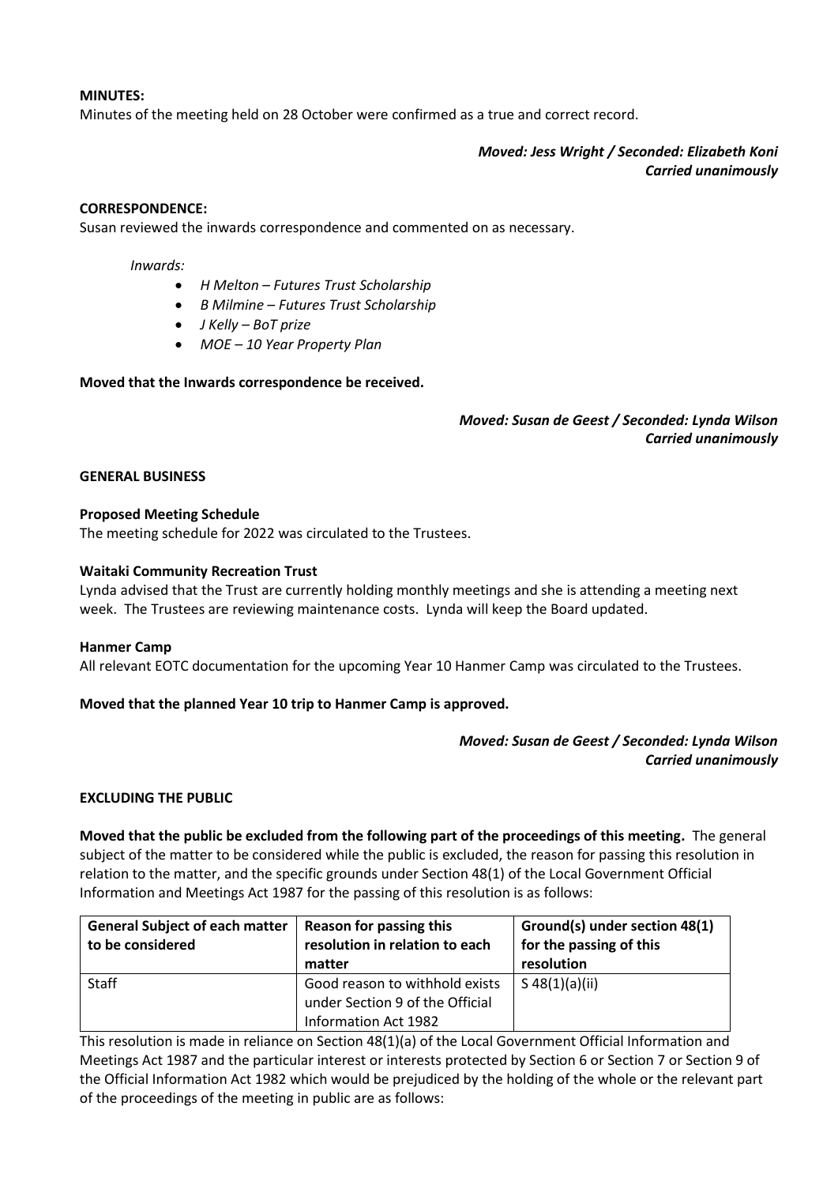**MINUTES:**
Minutes of the meeting held on 28 October were confirmed as a true and correct record.

*Moved: Jess Wright / Seconded: Elizabeth Koni*
*Carried unanimously*

**CORRESPONDENCE:**
Susan reviewed the inwards correspondence and commented on as necessary.

*Inwards:*

- *H Melton – Futures Trust Scholarship*
- *B Milmine – Futures Trust Scholarship*
- *J Kelly – BoT prize*
- *MOE – 10 Year Property Plan*

**Moved that the Inwards correspondence be received.**

*Moved: Susan de Geest / Seconded: Lynda Wilson*
*Carried unanimously*

**GENERAL BUSINESS**

**Proposed Meeting Schedule**
The meeting schedule for 2022 was circulated to the Trustees.

**Waitaki Community Recreation Trust**
Lynda advised that the Trust are currently holding monthly meetings and she is attending a meeting next week. The Trustees are reviewing maintenance costs. Lynda will keep the Board updated.

**Hanmer Camp**
All relevant EOTC documentation for the upcoming Year 10 Hanmer Camp was circulated to the Trustees.

**Moved that the planned Year 10 trip to Hanmer Camp is approved.**

*Moved: Susan de Geest / Seconded: Lynda Wilson*
*Carried unanimously*

**EXCLUDING THE PUBLIC**

**Moved that the public be excluded from the following part of the proceedings of this meeting.** The general subject of the matter to be considered while the public is excluded, the reason for passing this resolution in relation to the matter, and the specific grounds under Section 48(1) of the Local Government Official Information and Meetings Act 1987 for the passing of this resolution is as follows:

| General Subject of each matter to be considered | Reason for passing this resolution in relation to each matter | Ground(s) under section 48(1) for the passing of this resolution |
|---|---|---|
| Staff | Good reason to withhold exists under Section 9 of the Official Information Act 1982 | S 48(1)(a)(ii) |

This resolution is made in reliance on Section 48(1)(a) of the Local Government Official Information and Meetings Act 1987 and the particular interest or interests protected by Section 6 or Section 7 or Section 9 of the Official Information Act 1982 which would be prejudiced by the holding of the whole or the relevant part of the proceedings of the meeting in public are as follows: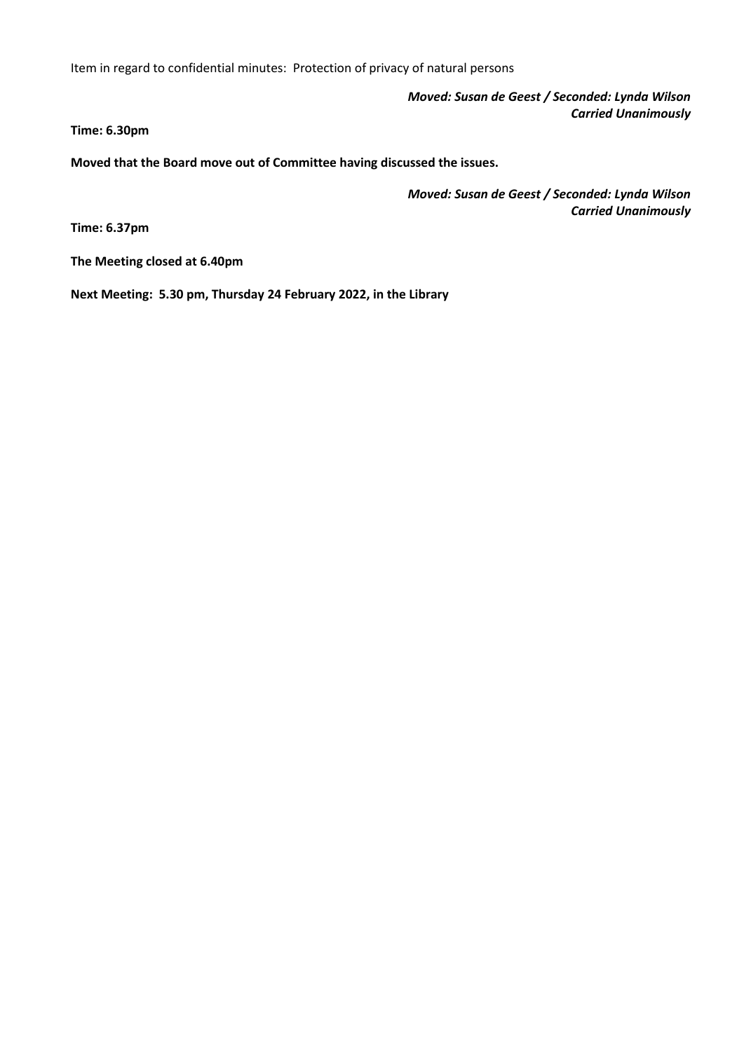Item in regard to confidential minutes: Protection of privacy of natural persons

*Moved: Susan de Geest / Seconded: Lynda Wilson*
*Carried Unanimously*

**Time: 6.30pm**

**Moved that the Board move out of Committee having discussed the issues.**

*Moved: Susan de Geest / Seconded: Lynda Wilson*
*Carried Unanimously*

**Time: 6.37pm**

**The Meeting closed at 6.40pm**

**Next Meeting: 5.30 pm, Thursday 24 February 2022, in the Library**